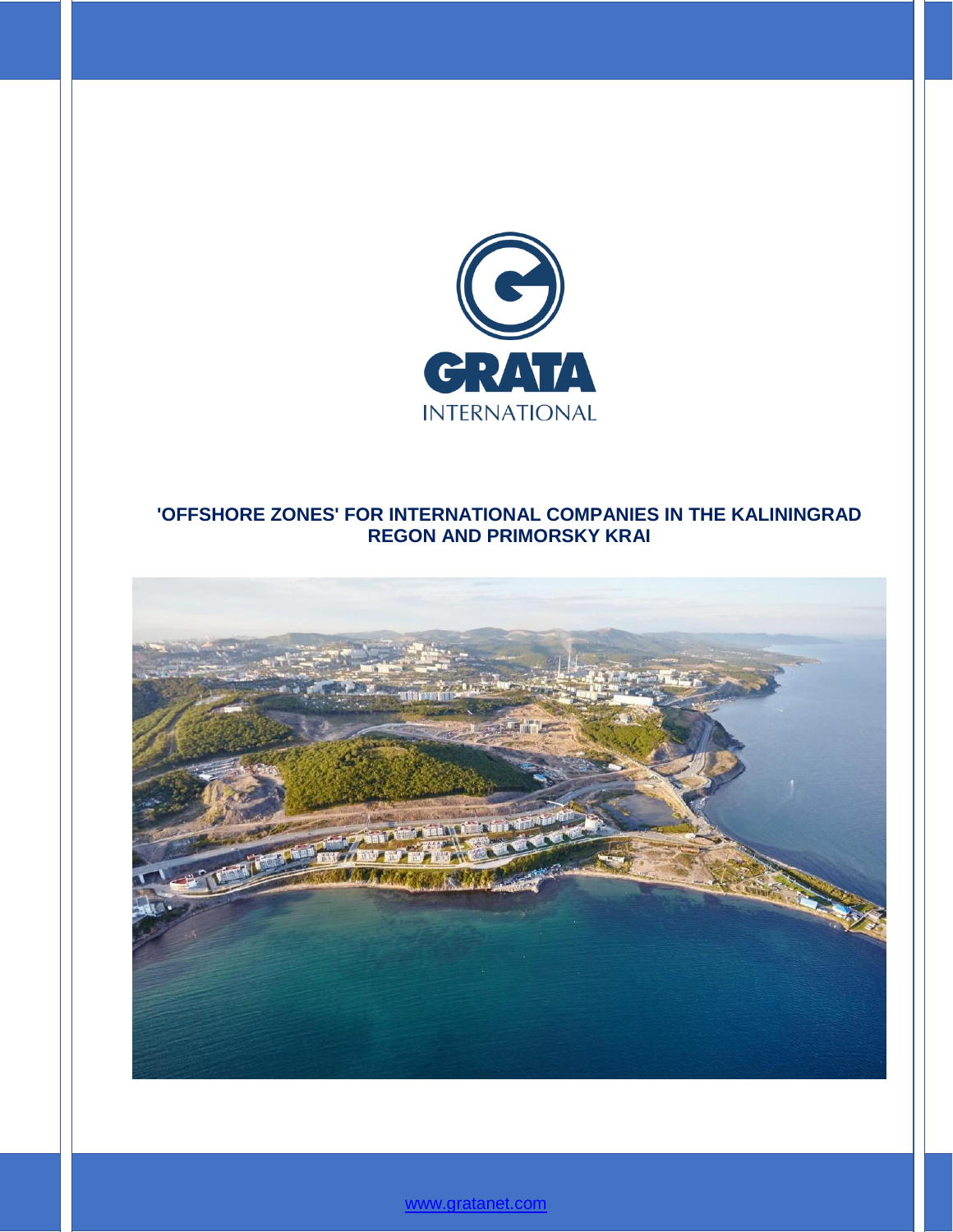GRATA INTERNATIONAL

# 'OFFSHORE ZONES' FOR INTERNATIONAL COMPANIES IN THE KALININGRAD REGON AND PRIMORSKY KRAI

www.gratanet.com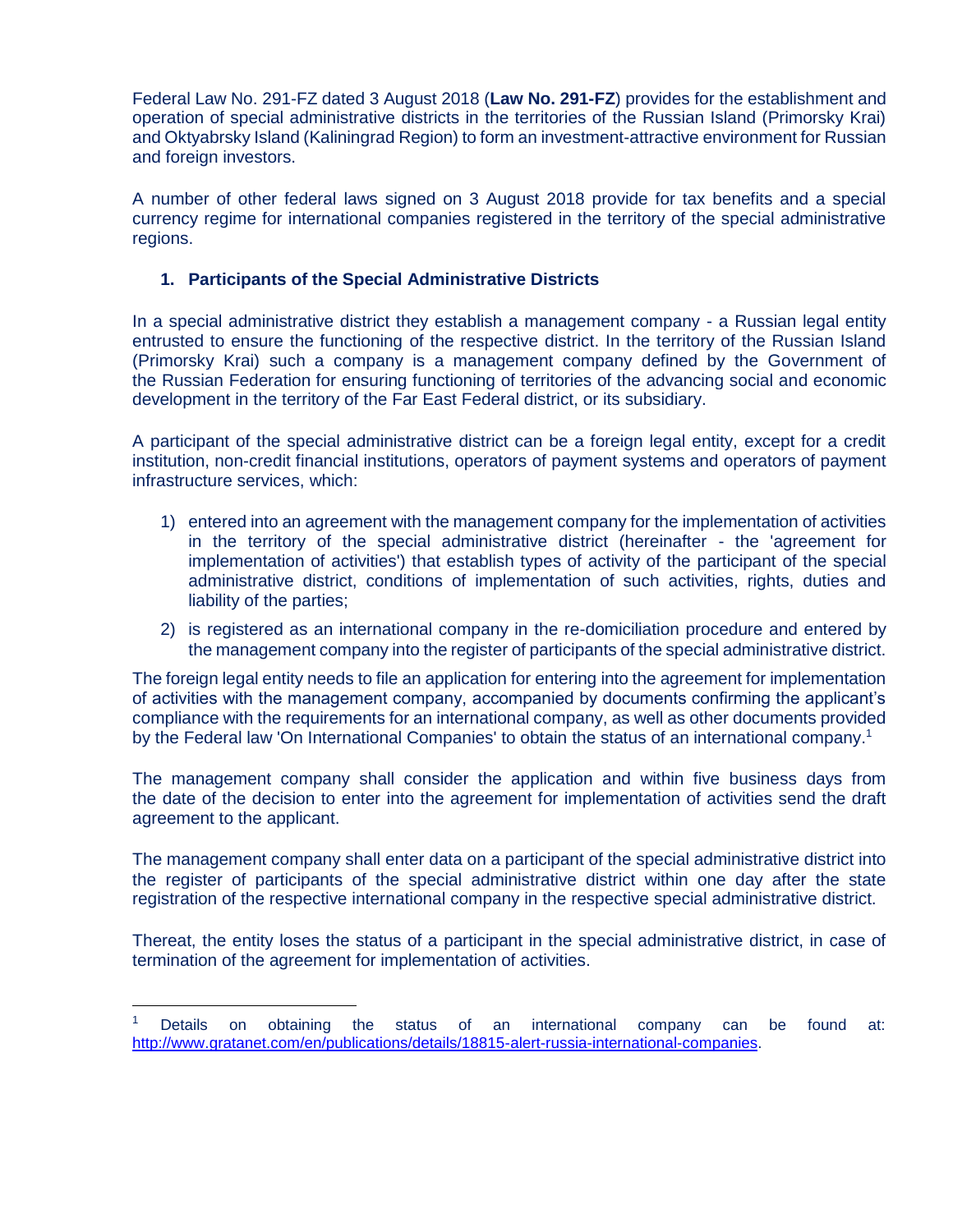Federal Law No. 291-FZ dated 3 August 2018 (**Law No. 291-FZ**) provides for the establishment and operation of special administrative districts in the territories of the Russian Island (Primorsky Krai) and Oktyabrsky Island (Kaliningrad Region) to form an investment-attractive environment for Russian and foreign investors.

A number of other federal laws signed on 3 August 2018 provide for tax benefits and a special currency regime for international companies registered in the territory of the special administrative regions.

## 1. Participants of the Special Administrative Districts

In a special administrative district they establish a management company - a Russian legal entity entrusted to ensure the functioning of the respective district. In the territory of the Russian Island (Primorsky Krai) such a company is a management company defined by the Government of the Russian Federation for ensuring functioning of territories of the advancing social and economic development in the territory of the Far East Federal district, or its subsidiary.

A participant of the special administrative district can be a foreign legal entity, except for a credit institution, non-credit financial institutions, operators of payment systems and operators of payment infrastructure services, which:

1) entered into an agreement with the management company for the implementation of activities in the territory of the special administrative district (hereinafter - the 'agreement for implementation of activities') that establish types of activity of the participant of the special administrative district, conditions of implementation of such activities, rights, duties and liability of the parties;
2) is registered as an international company in the re-domiciliation procedure and entered by the management company into the register of participants of the special administrative district.

The foreign legal entity needs to file an application for entering into the agreement for implementation of activities with the management company, accompanied by documents confirming the applicant's compliance with the requirements for an international company, as well as other documents provided by the Federal law 'On International Companies' to obtain the status of an international company.[1]

The management company shall consider the application and within five business days from the date of the decision to enter into the agreement for implementation of activities send the draft agreement to the applicant.

The management company shall enter data on a participant of the special administrative district into the register of participants of the special administrative district within one day after the state registration of the respective international company in the respective special administrative district.

Thereat, the entity loses the status of a participant in the special administrative district, in case of termination of the agreement for implementation of activities.

---

[1] Details on obtaining the status of an international company can be found at: http://www.gratanet.com/en/publications/details/18815-alert-russia-international-companies.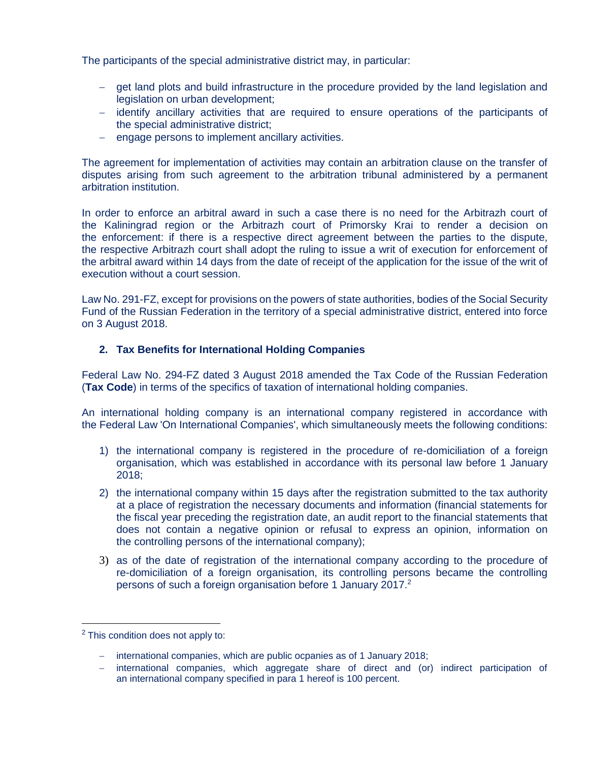The participants of the special administrative district may, in particular:

- get land plots and build infrastructure in the procedure provided by the land legislation and legislation on urban development;
- identify ancillary activities that are required to ensure operations of the participants of the special administrative district;
- engage persons to implement ancillary activities.

The agreement for implementation of activities may contain an arbitration clause on the transfer of disputes arising from such agreement to the arbitration tribunal administered by a permanent arbitration institution.

In order to enforce an arbitral award in such a case there is no need for the Arbitrazh court of the Kaliningrad region or the Arbitrazh court of Primorsky Krai to render a decision on the enforcement: if there is a respective direct agreement between the parties to the dispute, the respective Arbitrazh court shall adopt the ruling to issue a writ of execution for enforcement of the arbitral award within 14 days from the date of receipt of the application for the issue of the writ of execution without a court session.

Law No. 291-FZ, except for provisions on the powers of state authorities, bodies of the Social Security Fund of the Russian Federation in the territory of a special administrative district, entered into force on 3 August 2018.

## 2. Tax Benefits for International Holding Companies

Federal Law No. 294-FZ dated 3 August 2018 amended the Tax Code of the Russian Federation (**Tax Code**) in terms of the specifics of taxation of international holding companies.

An international holding company is an international company registered in accordance with the Federal Law 'On International Companies', which simultaneously meets the following conditions:

1) the international company is registered in the procedure of re-domiciliation of a foreign organisation, which was established in accordance with its personal law before 1 January 2018;

2) the international company within 15 days after the registration submitted to the tax authority at a place of registration the necessary documents and information (financial statements for the fiscal year preceding the registration date, an audit report to the financial statements that does not contain a negative opinion or refusal to express an opinion, information on the controlling persons of the international company);

3) as of the date of registration of the international company according to the procedure of re-domiciliation of a foreign organisation, its controlling persons became the controlling persons of such a foreign organisation before 1 January 2017.[2]

---

[2] This condition does not apply to:

- international companies, which are public ocpanies as of 1 January 2018;
- international companies, which aggregate share of direct and (or) indirect participation of an international company specified in para 1 hereof is 100 percent.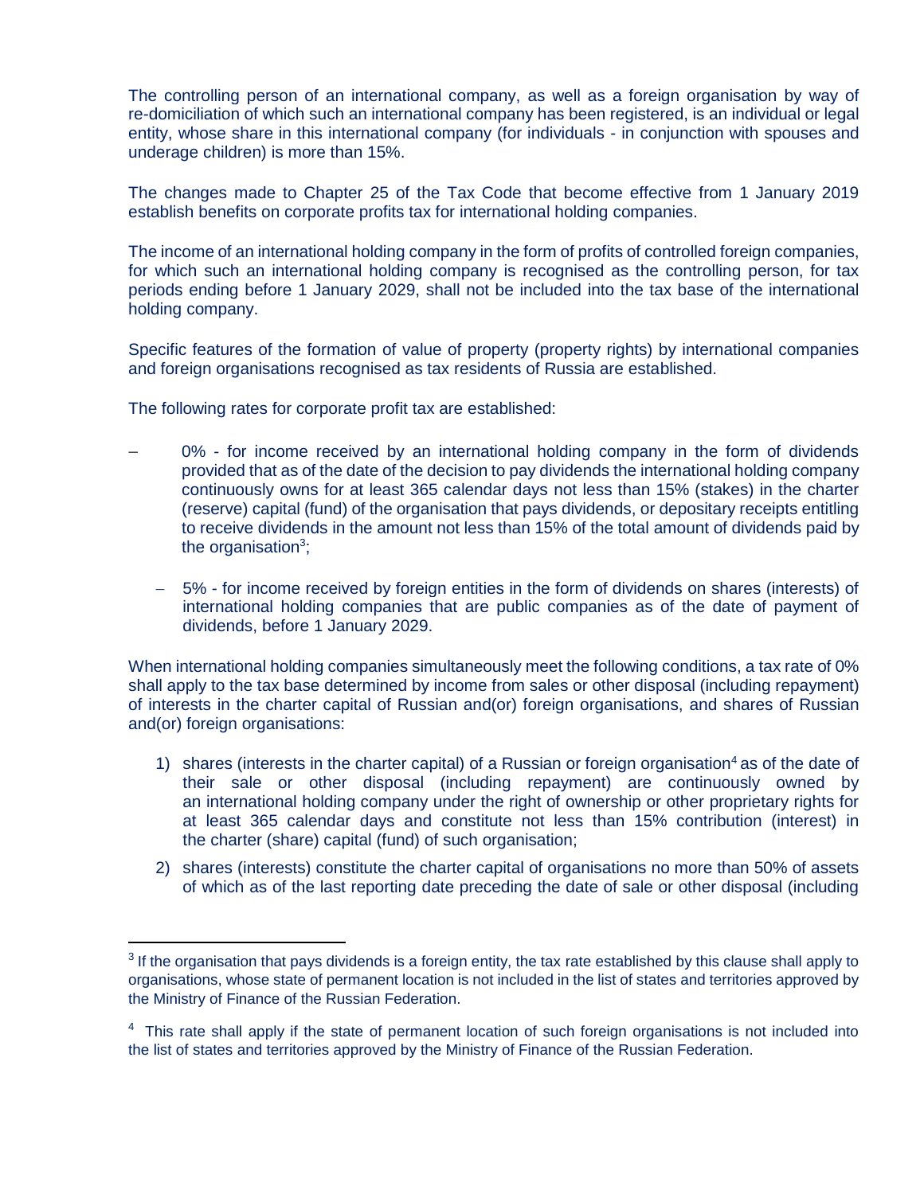The controlling person of an international company, as well as a foreign organisation by way of re-domiciliation of which such an international company has been registered, is an individual or legal entity, whose share in this international company (for individuals - in conjunction with spouses and underage children) is more than 15%.

The changes made to Chapter 25 of the Tax Code that become effective from 1 January 2019 establish benefits on corporate profits tax for international holding companies.

The income of an international holding company in the form of profits of controlled foreign companies, for which such an international holding company is recognised as the controlling person, for tax periods ending before 1 January 2029, shall not be included into the tax base of the international holding company.

Specific features of the formation of value of property (property rights) by international companies and foreign organisations recognised as tax residents of Russia are established.

The following rates for corporate profit tax are established:

- 0% - for income received by an international holding company in the form of dividends provided that as of the date of the decision to pay dividends the international holding company continuously owns for at least 365 calendar days not less than 15% (stakes) in the charter (reserve) capital (fund) of the organisation that pays dividends, or depositary receipts entitling to receive dividends in the amount not less than 15% of the total amount of dividends paid by the organisation[3];
- 5% - for income received by foreign entities in the form of dividends on shares (interests) of international holding companies that are public companies as of the date of payment of dividends, before 1 January 2029.

When international holding companies simultaneously meet the following conditions, a tax rate of 0% shall apply to the tax base determined by income from sales or other disposal (including repayment) of interests in the charter capital of Russian and(or) foreign organisations, and shares of Russian and(or) foreign organisations:

1) shares (interests in the charter capital) of a Russian or foreign organisation[4] as of the date of their sale or other disposal (including repayment) are continuously owned by an international holding company under the right of ownership or other proprietary rights for at least 365 calendar days and constitute not less than 15% contribution (interest) in the charter (share) capital (fund) of such organisation;
2) shares (interests) constitute the charter capital of organisations no more than 50% of assets of which as of the last reporting date preceding the date of sale or other disposal (including

---

[3] If the organisation that pays dividends is a foreign entity, the tax rate established by this clause shall apply to organisations, whose state of permanent location is not included in the list of states and territories approved by the Ministry of Finance of the Russian Federation.

[4] This rate shall apply if the state of permanent location of such foreign organisations is not included into the list of states and territories approved by the Ministry of Finance of the Russian Federation.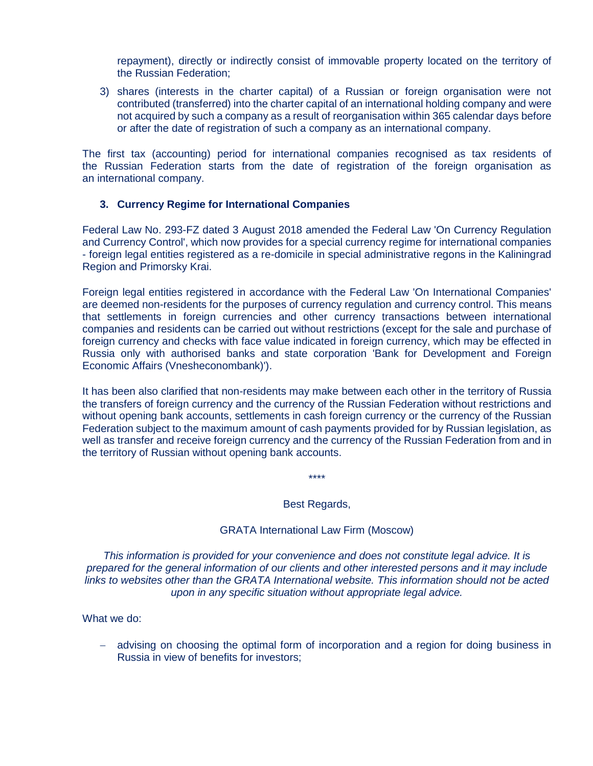repayment), directly or indirectly consist of immovable property located on the territory of the Russian Federation;

3) shares (interests in the charter capital) of a Russian or foreign organisation were not contributed (transferred) into the charter capital of an international holding company and were not acquired by such a company as a result of reorganisation within 365 calendar days before or after the date of registration of such a company as an international company.

The first tax (accounting) period for international companies recognised as tax residents of the Russian Federation starts from the date of registration of the foreign organisation as an international company.

### 3. Currency Regime for International Companies

Federal Law No. 293-FZ dated 3 August 2018 amended the Federal Law 'On Currency Regulation and Currency Control', which now provides for a special currency regime for international companies - foreign legal entities registered as a re-domicile in special administrative regons in the Kaliningrad Region and Primorsky Krai.

Foreign legal entities registered in accordance with the Federal Law 'On International Companies' are deemed non-residents for the purposes of currency regulation and currency control. This means that settlements in foreign currencies and other currency transactions between international companies and residents can be carried out without restrictions (except for the sale and purchase of foreign currency and checks with face value indicated in foreign currency, which may be effected in Russia only with authorised banks and state corporation 'Bank for Development and Foreign Economic Affairs (Vnesheconombank)').

It has been also clarified that non-residents may make between each other in the territory of Russia the transfers of foreign currency and the currency of the Russian Federation without restrictions and without opening bank accounts, settlements in cash foreign currency or the currency of the Russian Federation subject to the maximum amount of cash payments provided for by Russian legislation, as well as transfer and receive foreign currency and the currency of the Russian Federation from and in the territory of Russian without opening bank accounts.

****

Best Regards,

GRATA International Law Firm (Moscow)

*This information is provided for your convenience and does not constitute legal advice. It is prepared for the general information of our clients and other interested persons and it may include links to websites other than the GRATA International website. This information should not be acted upon in any specific situation without appropriate legal advice.*

What we do:

- advising on choosing the optimal form of incorporation and a region for doing business in Russia in view of benefits for investors;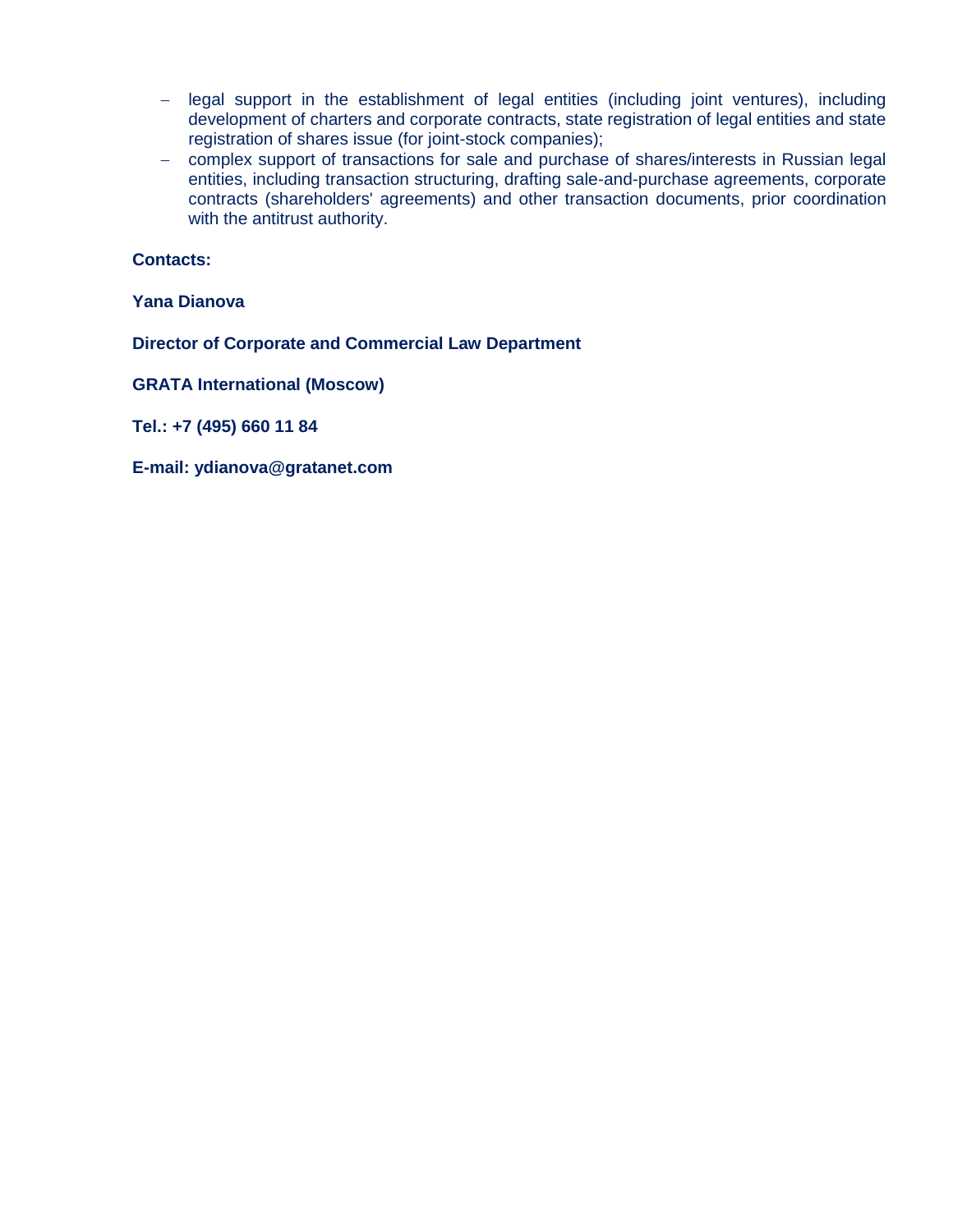- legal support in the establishment of legal entities (including joint ventures), including development of charters and corporate contracts, state registration of legal entities and state registration of shares issue (for joint-stock companies);
- complex support of transactions for sale and purchase of shares/interests in Russian legal entities, including transaction structuring, drafting sale-and-purchase agreements, corporate contracts (shareholders' agreements) and other transaction documents, prior coordination with the antitrust authority.

**Contacts:**

**Yana Dianova**

**Director of Corporate and Commercial Law Department**

**GRATA International (Moscow)**

**Tel.: +7 (495) 660 11 84**

**E-mail: ydianova@gratanet.com**